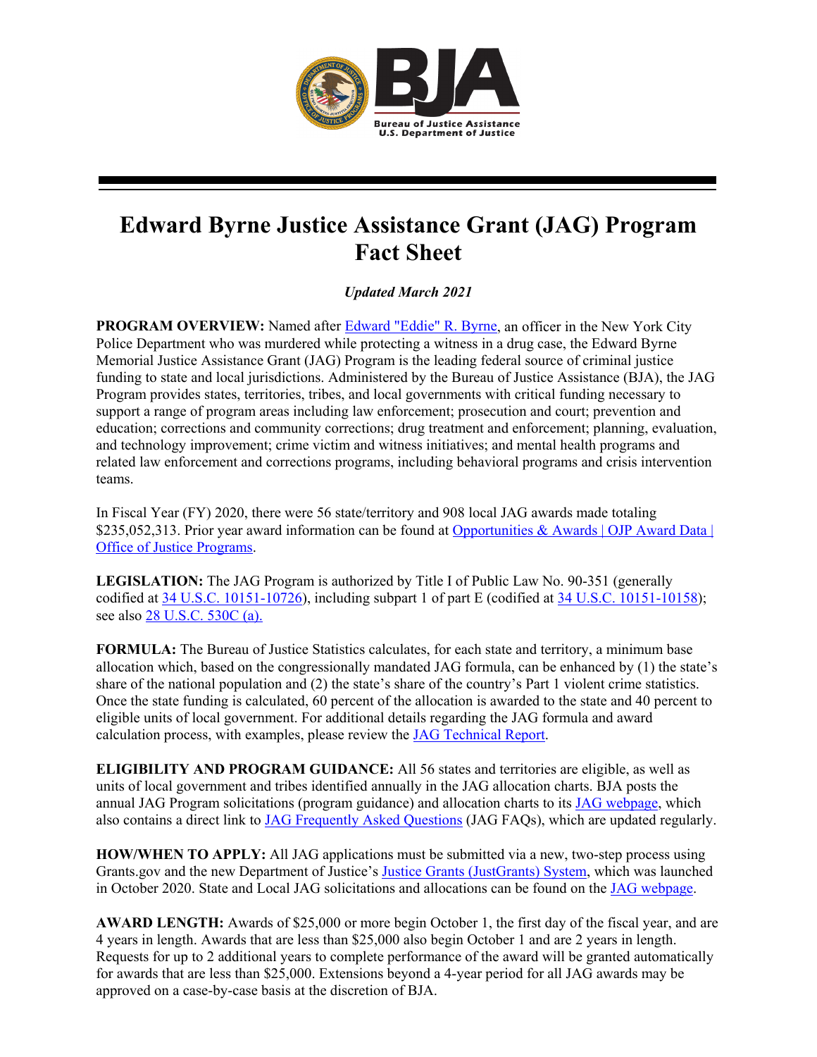# Edward Byrne Justice Assistance Grant (JAG) Program Fact Sheet

*Updated March 2021*

**PROGRAM OVERVIEW:** Named after Edward "Eddie" R. Byrne, an officer in the New York City Police Department who was murdered while protecting a witness in a drug case, the Edward Byrne Memorial Justice Assistance Grant (JAG) Program is the leading federal source of criminal justice funding to state and local jurisdictions. Administered by the Bureau of Justice Assistance (BJA), the JAG Program provides states, territories, tribes, and local governments with critical funding necessary to support a range of program areas including law enforcement; prosecution and court; prevention and education; corrections and community corrections; drug treatment and enforcement; planning, evaluation, and technology improvement; crime victim and witness initiatives; and mental health programs and related law enforcement and corrections programs, including behavioral programs and crisis intervention teams.

In Fiscal Year (FY) 2020, there were 56 state/territory and 908 local JAG awards made totaling $235,052,313. Prior year award information can be found at Opportunities & Awards | OJP Award Data | Office of Justice Programs.

**LEGISLATION:** The JAG Program is authorized by Title I of Public Law No. 90-351 (generally codified at 34 U.S.C. 10151-10726), including subpart 1 of part E (codified at 34 U.S.C. 10151-10158); see also 28 U.S.C. 530C (a).

**FORMULA:** The Bureau of Justice Statistics calculates, for each state and territory, a minimum base allocation which, based on the congressionally mandated JAG formula, can be enhanced by (1) the state's share of the national population and (2) the state's share of the country's Part 1 violent crime statistics. Once the state funding is calculated, 60 percent of the allocation is awarded to the state and 40 percent to eligible units of local government. For additional details regarding the JAG formula and award calculation process, with examples, please review the JAG Technical Report.

**ELIGIBILITY AND PROGRAM GUIDANCE:** All 56 states and territories are eligible, as well as units of local government and tribes identified annually in the JAG allocation charts. BJA posts the annual JAG Program solicitations (program guidance) and allocation charts to its JAG webpage, which also contains a direct link to JAG Frequently Asked Questions (JAG FAQs), which are updated regularly.

**HOW/WHEN TO APPLY:** All JAG applications must be submitted via a new, two-step process using Grants.gov and the new Department of Justice's Justice Grants (JustGrants) System, which was launched in October 2020. State and Local JAG solicitations and allocations can be found on the JAG webpage.

**AWARD LENGTH:** Awards of $25,000 or more begin October 1, the first day of the fiscal year, and are 4 years in length. Awards that are less than $25,000 also begin October 1 and are 2 years in length. Requests for up to 2 additional years to complete performance of the award will be granted automatically for awards that are less than $25,000. Extensions beyond a 4-year period for all JAG awards may be approved on a case-by-case basis at the discretion of BJA.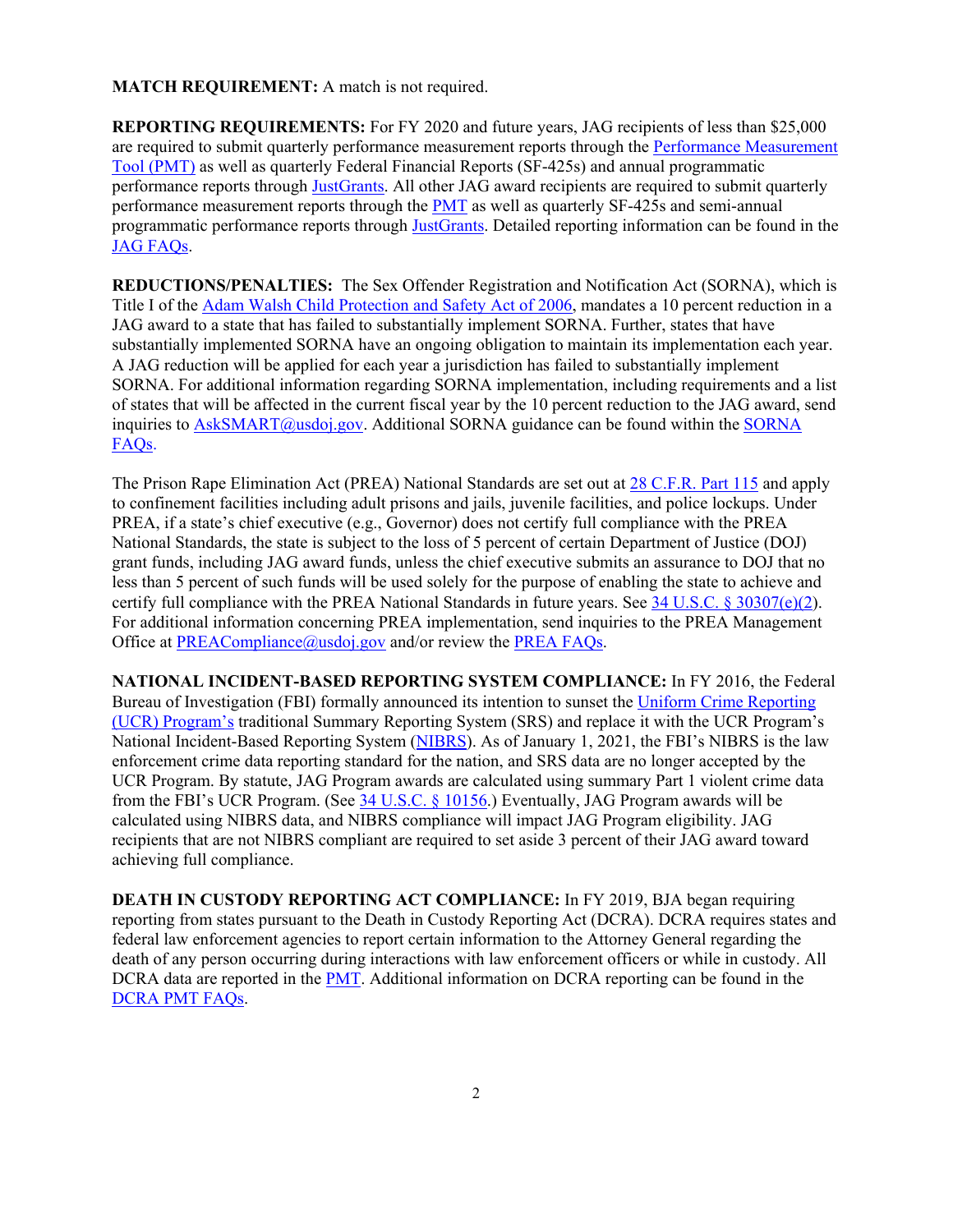**MATCH REQUIREMENT:** A match is not required.

**REPORTING REQUIREMENTS:** For FY 2020 and future years, JAG recipients of less than $25,000 are required to submit quarterly performance measurement reports through the Performance Measurement Tool (PMT) as well as quarterly Federal Financial Reports (SF-425s) and annual programmatic performance reports through JustGrants. All other JAG award recipients are required to submit quarterly performance measurement reports through the PMT as well as quarterly SF-425s and semi-annual programmatic performance reports through JustGrants. Detailed reporting information can be found in the JAG FAQs.

**REDUCTIONS/PENALTIES:** The Sex Offender Registration and Notification Act (SORNA), which is Title I of the Adam Walsh Child Protection and Safety Act of 2006, mandates a 10 percent reduction in a JAG award to a state that has failed to substantially implement SORNA. Further, states that have substantially implemented SORNA have an ongoing obligation to maintain its implementation each year. A JAG reduction will be applied for each year a jurisdiction has failed to substantially implement SORNA. For additional information regarding SORNA implementation, including requirements and a list of states that will be affected in the current fiscal year by the 10 percent reduction to the JAG award, send inquiries to AskSMART@usdoj.gov. Additional SORNA guidance can be found within the SORNA FAQs.

The Prison Rape Elimination Act (PREA) National Standards are set out at 28 C.F.R. Part 115 and apply to confinement facilities including adult prisons and jails, juvenile facilities, and police lockups. Under PREA, if a state's chief executive (e.g., Governor) does not certify full compliance with the PREA National Standards, the state is subject to the loss of 5 percent of certain Department of Justice (DOJ) grant funds, including JAG award funds, unless the chief executive submits an assurance to DOJ that no less than 5 percent of such funds will be used solely for the purpose of enabling the state to achieve and certify full compliance with the PREA National Standards in future years. See 34 U.S.C. § 30307(e)(2). For additional information concerning PREA implementation, send inquiries to the PREA Management Office at PREACompliance@usdoj.gov and/or review the PREA FAQs.

**NATIONAL INCIDENT-BASED REPORTING SYSTEM COMPLIANCE:** In FY 2016, the Federal Bureau of Investigation (FBI) formally announced its intention to sunset the Uniform Crime Reporting (UCR) Program's traditional Summary Reporting System (SRS) and replace it with the UCR Program's National Incident-Based Reporting System (NIBRS). As of January 1, 2021, the FBI's NIBRS is the law enforcement crime data reporting standard for the nation, and SRS data are no longer accepted by the UCR Program. By statute, JAG Program awards are calculated using summary Part 1 violent crime data from the FBI's UCR Program. (See 34 U.S.C. § 10156.) Eventually, JAG Program awards will be calculated using NIBRS data, and NIBRS compliance will impact JAG Program eligibility. JAG recipients that are not NIBRS compliant are required to set aside 3 percent of their JAG award toward achieving full compliance.

**DEATH IN CUSTODY REPORTING ACT COMPLIANCE:** In FY 2019, BJA began requiring reporting from states pursuant to the Death in Custody Reporting Act (DCRA). DCRA requires states and federal law enforcement agencies to report certain information to the Attorney General regarding the death of any person occurring during interactions with law enforcement officers or while in custody. All DCRA data are reported in the PMT. Additional information on DCRA reporting can be found in the DCRA PMT FAQs.